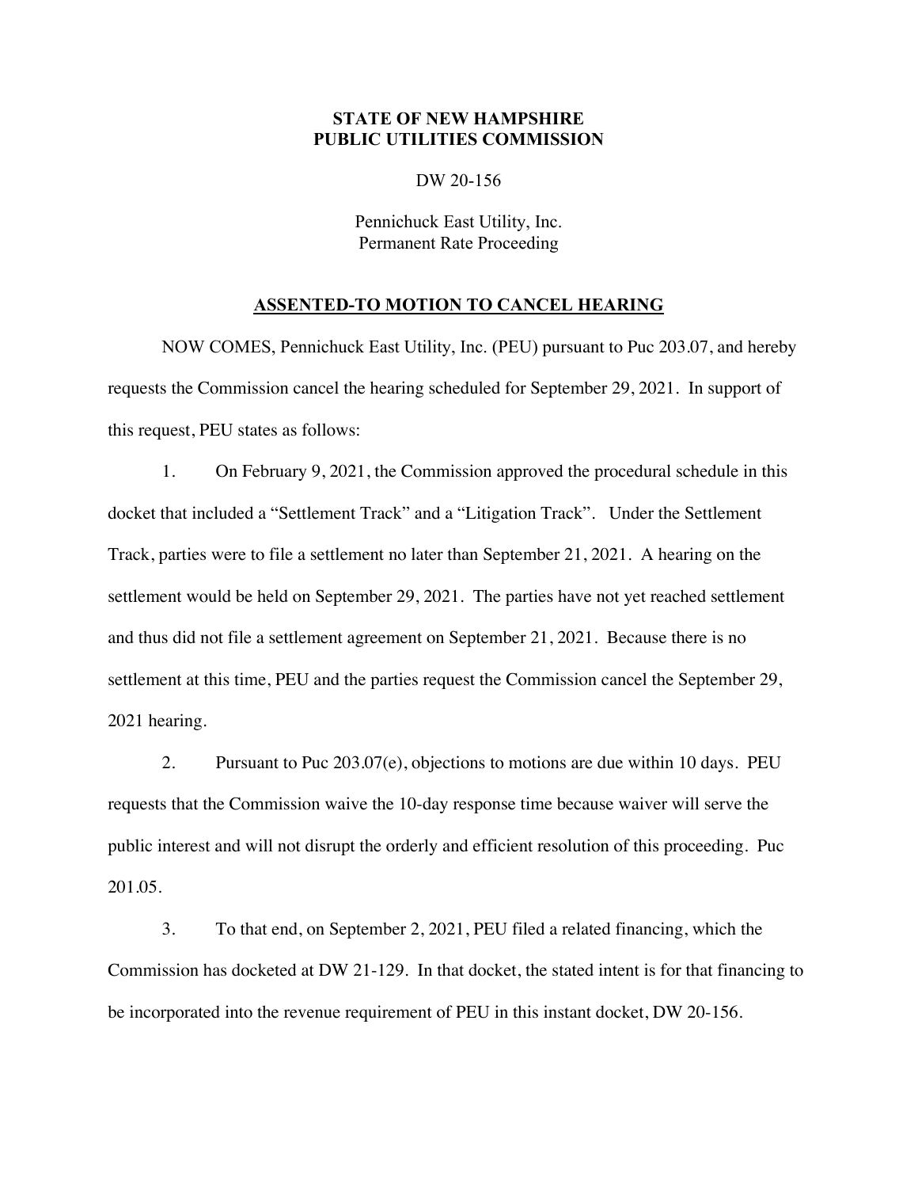**STATE OF NEW HAMPSHIRE**
**PUBLIC UTILITIES COMMISSION**

DW 20-156

Pennichuck East Utility, Inc.
Permanent Rate Proceeding

## ASSENTED-TO MOTION TO CANCEL HEARING

NOW COMES, Pennichuck East Utility, Inc. (PEU) pursuant to Puc 203.07, and hereby requests the Commission cancel the hearing scheduled for September 29, 2021. In support of this request, PEU states as follows:

1. On February 9, 2021, the Commission approved the procedural schedule in this docket that included a "Settlement Track" and a "Litigation Track". Under the Settlement Track, parties were to file a settlement no later than September 21, 2021. A hearing on the settlement would be held on September 29, 2021. The parties have not yet reached settlement and thus did not file a settlement agreement on September 21, 2021. Because there is no settlement at this time, PEU and the parties request the Commission cancel the September 29, 2021 hearing.

2. Pursuant to Puc 203.07(e), objections to motions are due within 10 days. PEU requests that the Commission waive the 10-day response time because waiver will serve the public interest and will not disrupt the orderly and efficient resolution of this proceeding. Puc 201.05.

3. To that end, on September 2, 2021, PEU filed a related financing, which the Commission has docketed at DW 21-129. In that docket, the stated intent is for that financing to be incorporated into the revenue requirement of PEU in this instant docket, DW 20-156.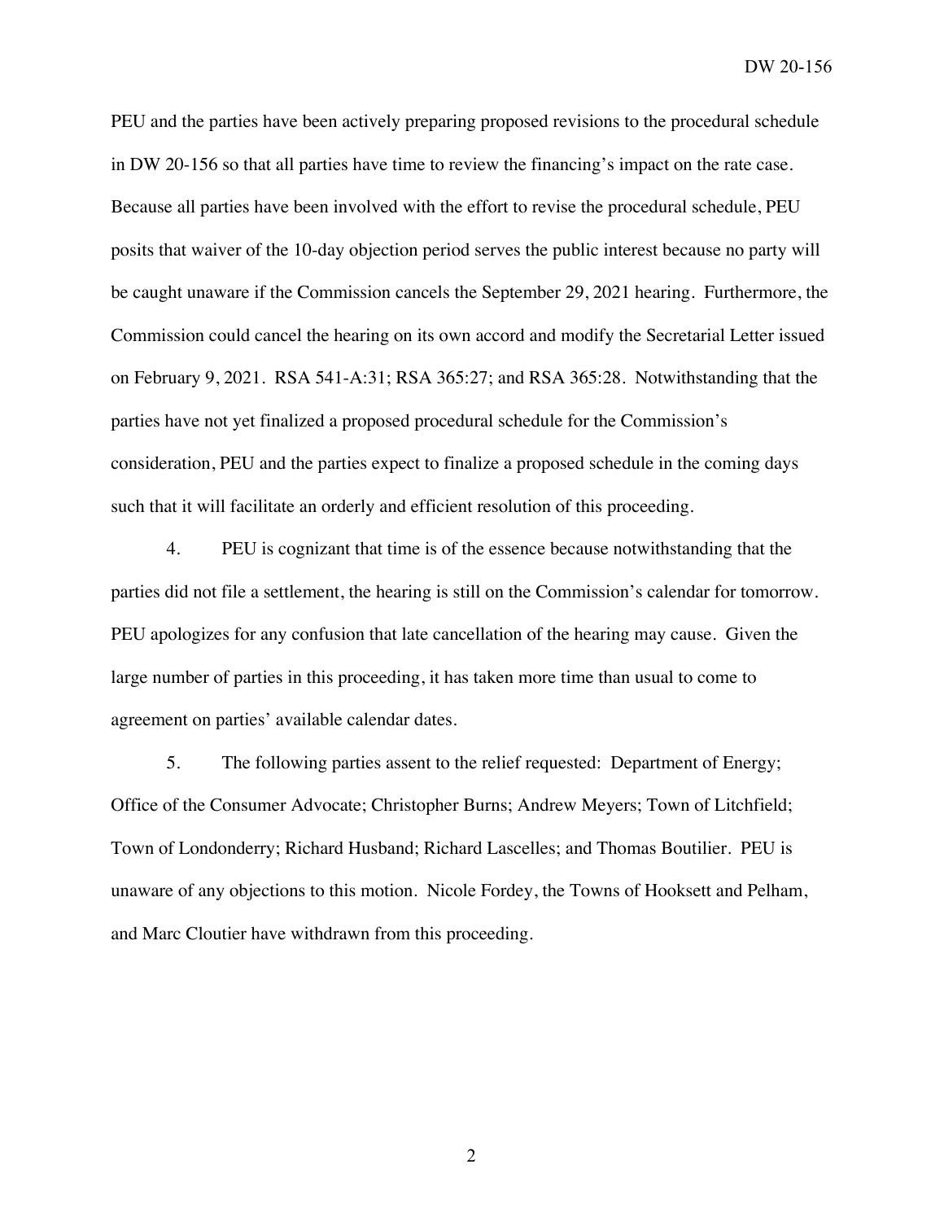PEU and the parties have been actively preparing proposed revisions to the procedural schedule in DW 20-156 so that all parties have time to review the financing's impact on the rate case. Because all parties have been involved with the effort to revise the procedural schedule, PEU posits that waiver of the 10-day objection period serves the public interest because no party will be caught unaware if the Commission cancels the September 29, 2021 hearing. Furthermore, the Commission could cancel the hearing on its own accord and modify the Secretarial Letter issued on February 9, 2021. RSA 541-A:31; RSA 365:27; and RSA 365:28. Notwithstanding that the parties have not yet finalized a proposed procedural schedule for the Commission's consideration, PEU and the parties expect to finalize a proposed schedule in the coming days such that it will facilitate an orderly and efficient resolution of this proceeding.

4. PEU is cognizant that time is of the essence because notwithstanding that the parties did not file a settlement, the hearing is still on the Commission's calendar for tomorrow. PEU apologizes for any confusion that late cancellation of the hearing may cause. Given the large number of parties in this proceeding, it has taken more time than usual to come to agreement on parties' available calendar dates.

5. The following parties assent to the relief requested: Department of Energy; Office of the Consumer Advocate; Christopher Burns; Andrew Meyers; Town of Litchfield; Town of Londonderry; Richard Husband; Richard Lascelles; and Thomas Boutilier. PEU is unaware of any objections to this motion. Nicole Fordey, the Towns of Hooksett and Pelham, and Marc Cloutier have withdrawn from this proceeding.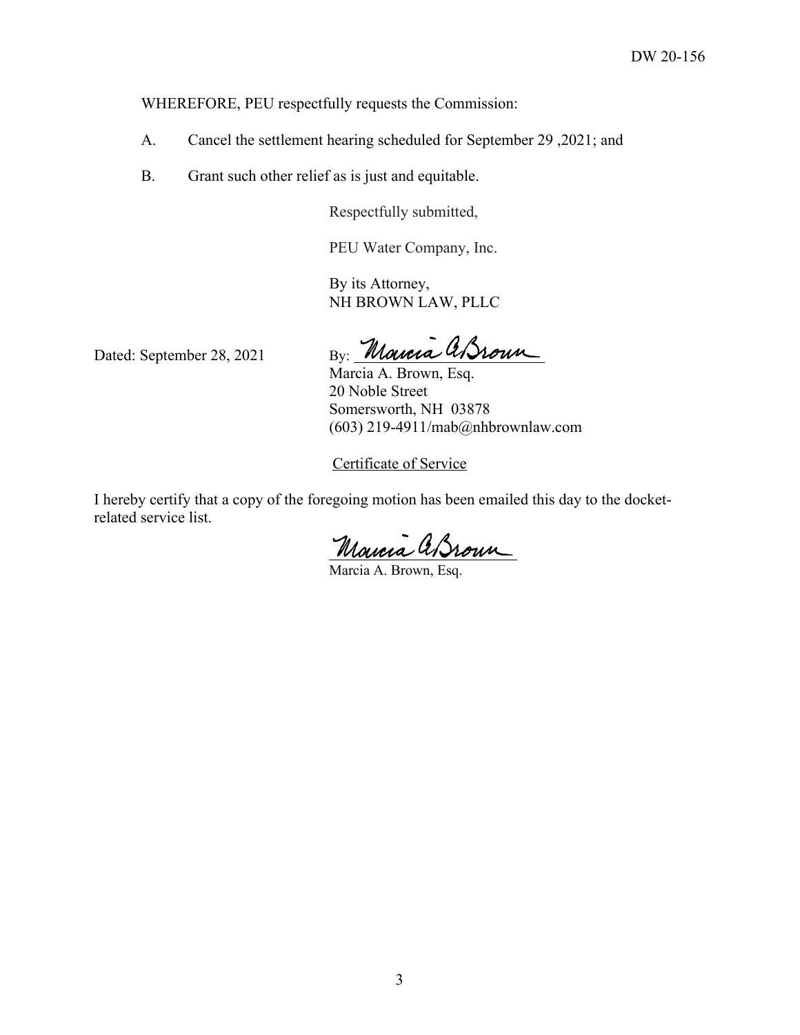WHEREFORE, PEU respectfully requests the Commission:

A. Cancel the settlement hearing scheduled for September 29 ,2021; and

B. Grant such other relief as is just and equitable.

Respectfully submitted,

PEU Water Company, Inc.

By its Attorney,
NH BROWN LAW, PLLC

Dated: September 28, 2021

By: Marcia A Brown
Marcia A. Brown, Esq.
20 Noble Street
Somersworth, NH 03878
(603) 219-4911/mab@nhbrownlaw.com

Certificate of Service

I hereby certify that a copy of the foregoing motion has been emailed this day to the docket-related service list.

Marcia A Brown
Marcia A. Brown, Esq.